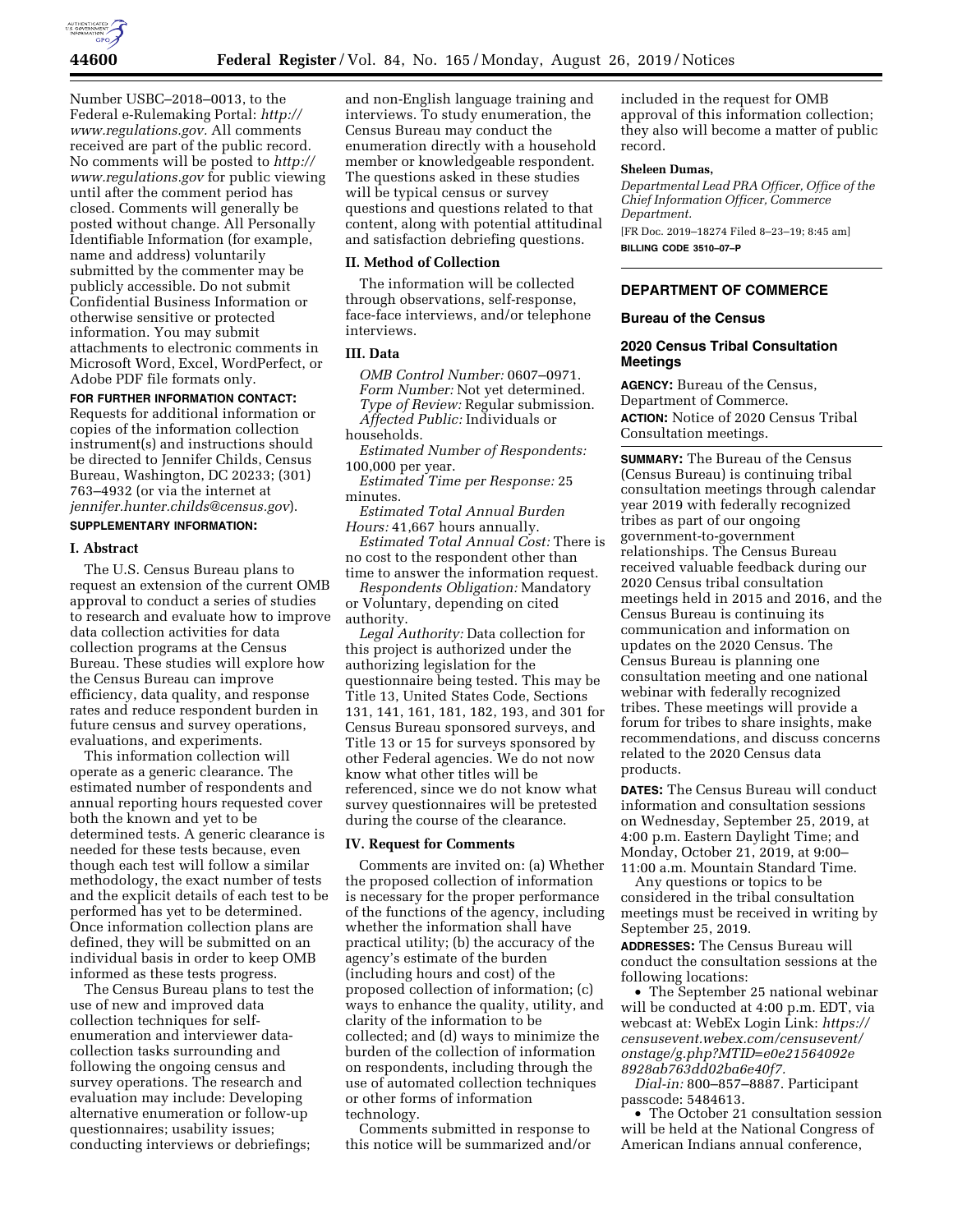Number USBC–2018–0013, to the Federal e-Rulemaking Portal: *http://www.regulations.gov.* All comments received are part of the public record. No comments will be posted to *http://www.regulations.gov* for public viewing until after the comment period has closed. Comments will generally be posted without change. All Personally Identifiable Information (for example, name and address) voluntarily submitted by the commenter may be publicly accessible. Do not submit Confidential Business Information or otherwise sensitive or protected information. You may submit attachments to electronic comments in Microsoft Word, Excel, WordPerfect, or Adobe PDF file formats only.

**FOR FURTHER INFORMATION CONTACT:** Requests for additional information or copies of the information collection instrument(s) and instructions should be directed to Jennifer Childs, Census Bureau, Washington, DC 20233; (301) 763–4932 (or via the internet at *jennifer.hunter.childs@census.gov*).

**SUPPLEMENTARY INFORMATION:**

**I. Abstract**

The U.S. Census Bureau plans to request an extension of the current OMB approval to conduct a series of studies to research and evaluate how to improve data collection activities for data collection programs at the Census Bureau. These studies will explore how the Census Bureau can improve efficiency, data quality, and response rates and reduce respondent burden in future census and survey operations, evaluations, and experiments.

This information collection will operate as a generic clearance. The estimated number of respondents and annual reporting hours requested cover both the known and yet to be determined tests. A generic clearance is needed for these tests because, even though each test will follow a similar methodology, the exact number of tests and the explicit details of each test to be performed has yet to be determined. Once information collection plans are defined, they will be submitted on an individual basis in order to keep OMB informed as these tests progress.

The Census Bureau plans to test the use of new and improved data collection techniques for self-enumeration and interviewer data-collection tasks surrounding and following the ongoing census and survey operations. The research and evaluation may include: Developing alternative enumeration or follow-up questionnaires; usability issues; conducting interviews or debriefings; and non-English language training and interviews. To study enumeration, the Census Bureau may conduct the enumeration directly with a household member or knowledgeable respondent. The questions asked in these studies will be typical census or survey questions and questions related to that content, along with potential attitudinal and satisfaction debriefing questions.

**II. Method of Collection**

The information will be collected through observations, self-response, face-face interviews, and/or telephone interviews.

**III. Data**

*OMB Control Number:* 0607–0971.

*Form Number:* Not yet determined.

*Type of Review:* Regular submission.

*Affected Public:* Individuals or households.

*Estimated Number of Respondents:* 100,000 per year.

*Estimated Time per Response:* 25 minutes.

*Estimated Total Annual Burden Hours:* 41,667 hours annually.

*Estimated Total Annual Cost:* There is no cost to the respondent other than time to answer the information request.

*Respondents Obligation:* Mandatory or Voluntary, depending on cited authority.

*Legal Authority:* Data collection for this project is authorized under the authorizing legislation for the questionnaire being tested. This may be Title 13, United States Code, Sections 131, 141, 161, 181, 182, 193, and 301 for Census Bureau sponsored surveys, and Title 13 or 15 for surveys sponsored by other Federal agencies. We do not now know what other titles will be referenced, since we do not know what survey questionnaires will be pretested during the course of the clearance.

**IV. Request for Comments**

Comments are invited on: (a) Whether the proposed collection of information is necessary for the proper performance of the functions of the agency, including whether the information shall have practical utility; (b) the accuracy of the agency's estimate of the burden (including hours and cost) of the proposed collection of information; (c) ways to enhance the quality, utility, and clarity of the information to be collected; and (d) ways to minimize the burden of the collection of information on respondents, including through the use of automated collection techniques or other forms of information technology.

Comments submitted in response to this notice will be summarized and/or included in the request for OMB approval of this information collection; they also will become a matter of public record.

**Sheleen Dumas,**

*Departmental Lead PRA Officer, Office of the Chief Information Officer, Commerce Department.*

[FR Doc. 2019–18274 Filed 8–23–19; 8:45 am]

**BILLING CODE 3510–07–P**

---

## DEPARTMENT OF COMMERCE

### Bureau of the Census

### 2020 Census Tribal Consultation Meetings

**AGENCY:** Bureau of the Census, Department of Commerce.

**ACTION:** Notice of 2020 Census Tribal Consultation meetings.

**SUMMARY:** The Bureau of the Census (Census Bureau) is continuing tribal consultation meetings through calendar year 2019 with federally recognized tribes as part of our ongoing government-to-government relationships. The Census Bureau received valuable feedback during our 2020 Census tribal consultation meetings held in 2015 and 2016, and the Census Bureau is continuing its communication and information on updates on the 2020 Census. The Census Bureau is planning one consultation meeting and one national webinar with federally recognized tribes. These meetings will provide a forum for tribes to share insights, make recommendations, and discuss concerns related to the 2020 Census data products.

**DATES:** The Census Bureau will conduct information and consultation sessions on Wednesday, September 25, 2019, at 4:00 p.m. Eastern Daylight Time; and Monday, October 21, 2019, at 9:00–11:00 a.m. Mountain Standard Time.

Any questions or topics to be considered in the tribal consultation meetings must be received in writing by September 25, 2019.

**ADDRESSES:** The Census Bureau will conduct the consultation sessions at the following locations:

- The September 25 national webinar will be conducted at 4:00 p.m. EDT, via webcast at: WebEx Login Link: *https://censusevent.webex.com/censusevent/onstage/g.php?MTID=e0e21564092e8928ab763dd02ba6e40f7.*

*Dial-in:* 800–857–8887. Participant passcode: 5484613.

- The October 21 consultation session will be held at the National Congress of American Indians annual conference,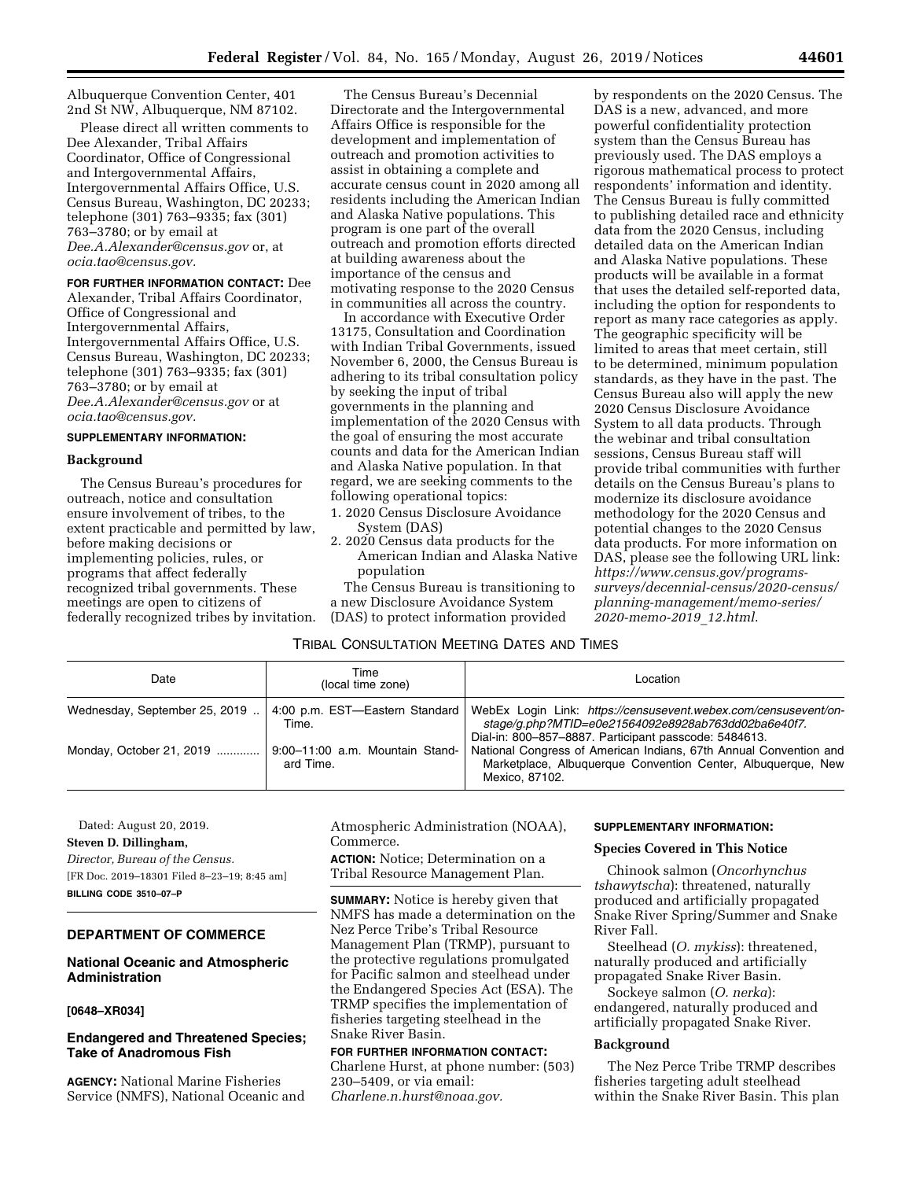Albuquerque Convention Center, 401 2nd St NW, Albuquerque, NM 87102.

Please direct all written comments to Dee Alexander, Tribal Affairs Coordinator, Office of Congressional and Intergovernmental Affairs, Intergovernmental Affairs Office, U.S. Census Bureau, Washington, DC 20233; telephone (301) 763–9335; fax (301) 763–3780; or by email at *Dee.A.Alexander@census.gov* or, at *ocia.tao@census.gov.*

**FOR FURTHER INFORMATION CONTACT:** Dee Alexander, Tribal Affairs Coordinator, Office of Congressional and Intergovernmental Affairs, Intergovernmental Affairs Office, U.S. Census Bureau, Washington, DC 20233; telephone (301) 763–9335; fax (301) 763–3780; or by email at *Dee.A.Alexander@census.gov* or at *ocia.tao@census.gov.*

**SUPPLEMENTARY INFORMATION:**

**Background**

The Census Bureau's procedures for outreach, notice and consultation ensure involvement of tribes, to the extent practicable and permitted by law, before making decisions or implementing policies, rules, or programs that affect federally recognized tribal governments. These meetings are open to citizens of federally recognized tribes by invitation.

The Census Bureau's Decennial Directorate and the Intergovernmental Affairs Office is responsible for the development and implementation of outreach and promotion activities to assist in obtaining a complete and accurate census count in 2020 among all residents including the American Indian and Alaska Native populations. This program is one part of the overall outreach and promotion efforts directed at building awareness about the importance of the census and motivating response to the 2020 Census in communities all across the country.

In accordance with Executive Order 13175, Consultation and Coordination with Indian Tribal Governments, issued November 6, 2000, the Census Bureau is adhering to its tribal consultation policy by seeking the input of tribal governments in the planning and implementation of the 2020 Census with the goal of ensuring the most accurate counts and data for the American Indian and Alaska Native population. In that regard, we are seeking comments to the following operational topics:

1. 2020 Census Disclosure Avoidance System (DAS)
2. 2020 Census data products for the American Indian and Alaska Native population

The Census Bureau is transitioning to a new Disclosure Avoidance System (DAS) to protect information provided by respondents on the 2020 Census. The DAS is a new, advanced, and more powerful confidentiality protection system than the Census Bureau has previously used. The DAS employs a rigorous mathematical process to protect respondents' information and identity. The Census Bureau is fully committed to publishing detailed race and ethnicity data from the 2020 Census, including detailed data on the American Indian and Alaska Native populations. These products will be available in a format that uses the detailed self-reported data, including the option for respondents to report as many race categories as apply. The geographic specificity will be limited to areas that meet certain, still to be determined, minimum population standards, as they have in the past. The Census Bureau also will apply the new 2020 Census Disclosure Avoidance System to all data products. Through the webinar and tribal consultation sessions, Census Bureau staff will provide tribal communities with further details on the Census Bureau's plans to modernize its disclosure avoidance methodology for the 2020 Census and potential changes to the 2020 Census data products. For more information on DAS, please see the following URL link: *https://www.census.gov/programs-surveys/decennial-census/2020-census/planning-management/memo-series/2020-memo-2019_12.html*.

TRIBAL CONSULTATION MEETING DATES AND TIMES

| Date | Time (local time zone) | Location |
|---|---|---|
| Wednesday, September 25, 2019 | 4:00 p.m. EST—Eastern Standard Time. | WebEx Login Link: *https://censusevent.webex.com/censusevent/on-stage/g.php?MTID=e0e21564092e8928ab763dd02ba6e40f7.* Dial-in: 800–857–8887. Participant passcode: 5484613. |
| Monday, October 21, 2019 | 9:00–11:00 a.m. Mountain Standard Time. | National Congress of American Indians, 67th Annual Convention and Marketplace, Albuquerque Convention Center, Albuquerque, New Mexico, 87102. |

Dated: August 20, 2019.

**Steven D. Dillingham,**

*Director, Bureau of the Census.*

[FR Doc. 2019–18301 Filed 8–23–19; 8:45 am]

**BILLING CODE 3510–07–P**

---

## DEPARTMENT OF COMMERCE

## National Oceanic and Atmospheric Administration

**[0648–XR034]**

## Endangered and Threatened Species; Take of Anadromous Fish

**AGENCY:** National Marine Fisheries Service (NMFS), National Oceanic and Atmospheric Administration (NOAA), Commerce.

**ACTION:** Notice; Determination on a Tribal Resource Management Plan.

**SUMMARY:** Notice is hereby given that NMFS has made a determination on the Nez Perce Tribe's Tribal Resource Management Plan (TRMP), pursuant to the protective regulations promulgated for Pacific salmon and steelhead under the Endangered Species Act (ESA). The TRMP specifies the implementation of fisheries targeting steelhead in the Snake River Basin.

**FOR FURTHER INFORMATION CONTACT:** Charlene Hurst, at phone number: (503) 230–5409, or via email: *Charlene.n.hurst@noaa.gov.*

**SUPPLEMENTARY INFORMATION:**

**Species Covered in This Notice**

Chinook salmon (*Oncorhynchus tshawytscha*): threatened, naturally produced and artificially propagated Snake River Spring/Summer and Snake River Fall.

Steelhead (*O. mykiss*): threatened, naturally produced and artificially propagated Snake River Basin.

Sockeye salmon (*O. nerka*): endangered, naturally produced and artificially propagated Snake River.

**Background**

The Nez Perce Tribe TRMP describes fisheries targeting adult steelhead within the Snake River Basin. This plan